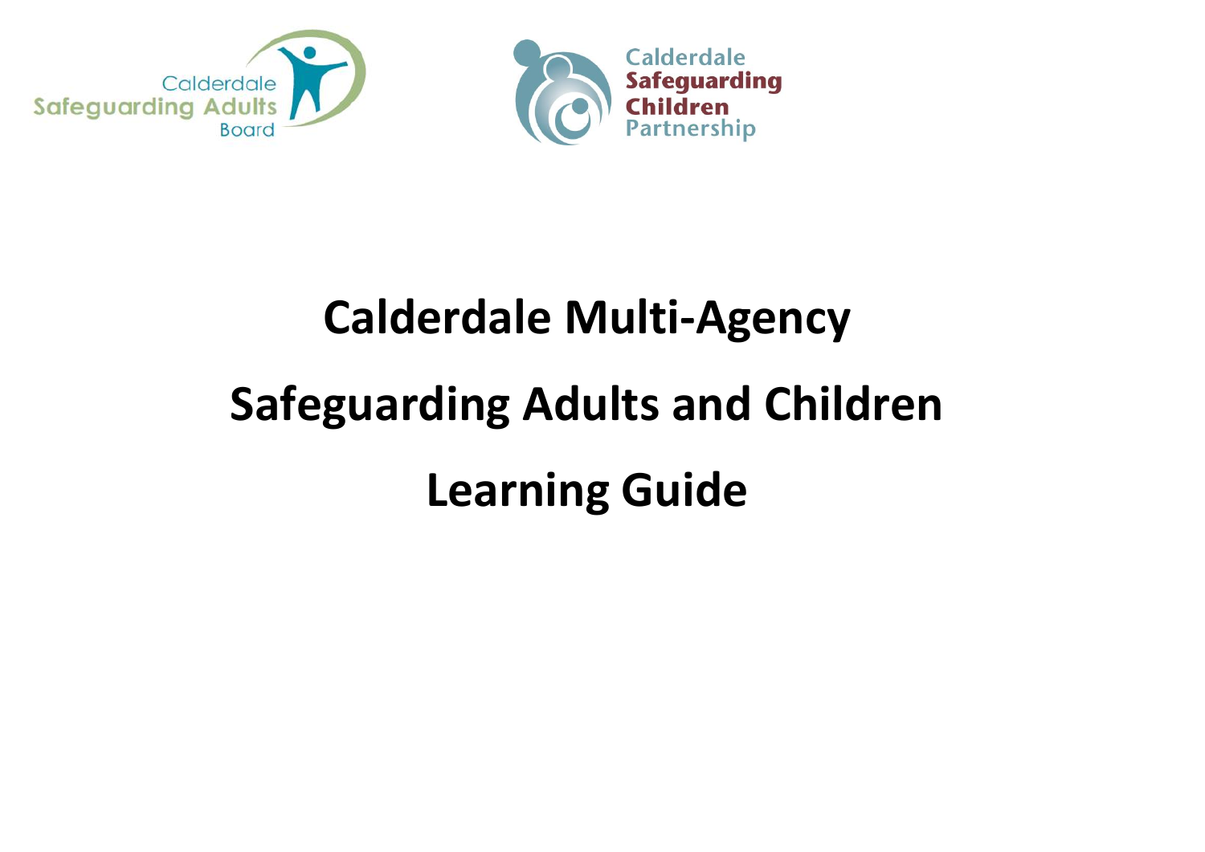Calderdale Safeguarding Adults Board

Calderdale Safeguarding Children Partnership

# Calderdale Multi-Agency

# Safeguarding Adults and Children

# Learning Guide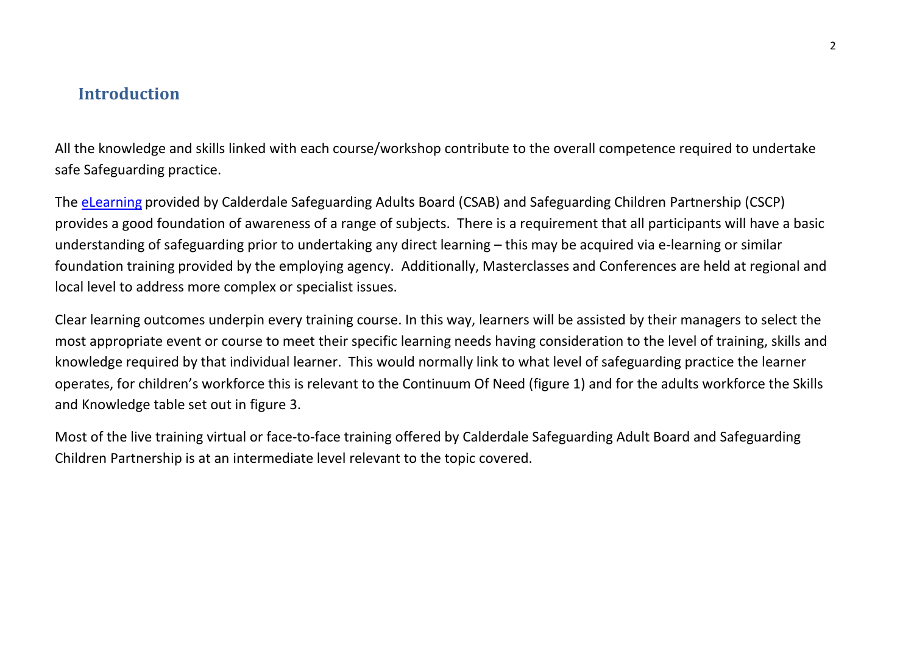## Introduction

All the knowledge and skills linked with each course/workshop contribute to the overall competence required to undertake safe Safeguarding practice.

The eLearning provided by Calderdale Safeguarding Adults Board (CSAB) and Safeguarding Children Partnership (CSCP) provides a good foundation of awareness of a range of subjects. There is a requirement that all participants will have a basic understanding of safeguarding prior to undertaking any direct learning – this may be acquired via e-learning or similar foundation training provided by the employing agency. Additionally, Masterclasses and Conferences are held at regional and local level to address more complex or specialist issues.

Clear learning outcomes underpin every training course. In this way, learners will be assisted by their managers to select the most appropriate event or course to meet their specific learning needs having consideration to the level of training, skills and knowledge required by that individual learner. This would normally link to what level of safeguarding practice the learner operates, for children's workforce this is relevant to the Continuum Of Need (figure 1) and for the adults workforce the Skills and Knowledge table set out in figure 3.

Most of the live training virtual or face-to-face training offered by Calderdale Safeguarding Adult Board and Safeguarding Children Partnership is at an intermediate level relevant to the topic covered.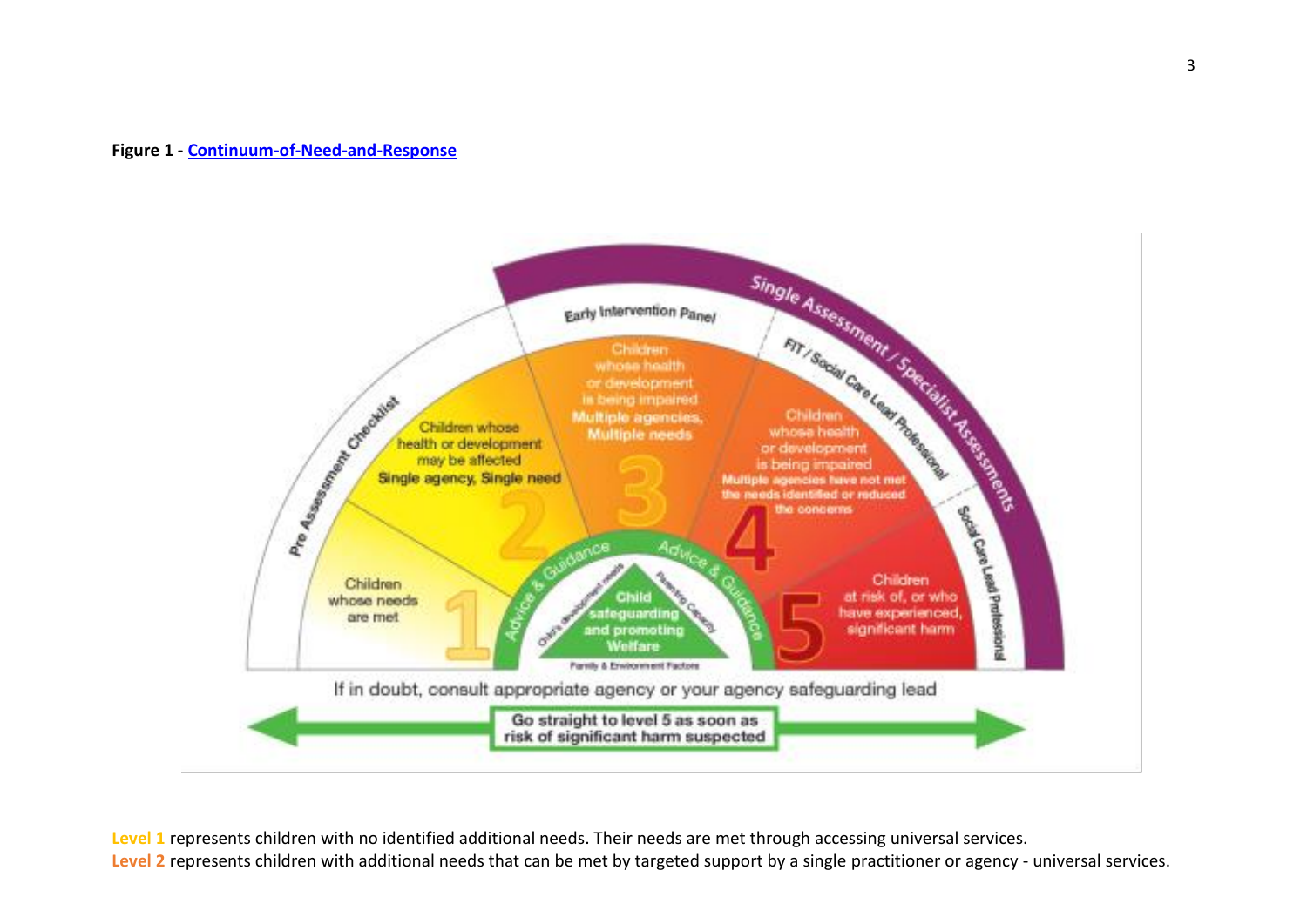**Figure 1 - Continuum-of-Need-and-Response**

Pre Assessment Checklist | Early Intervention Panel | Single Assessment / Specialist Assessments | FIT / Social Care Lead Professional | Social Care Lead Professional

1 — Children whose needs are met

2 — Children whose health or development may be affected. **Single agency, Single need**

3 — Children whose health or development is being impaired. **Multiple agencies, Multiple needs**

4 — Children whose health or development is being impaired. **Multiple agencies have not met the needs identified or reduced the concerns**

5 — Children at risk of, or who have experienced, significant harm

Advice & Guidance — Child safeguarding and promoting Welfare (Child's developmental needs; Parenting Capacity; Family & Environment Factors)

If in doubt, consult appropriate agency or your agency safeguarding lead

**Go straight to level 5 as soon as risk of significant harm suspected**

**Level 1** represents children with no identified additional needs. Their needs are met through accessing universal services.

**Level 2** represents children with additional needs that can be met by targeted support by a single practitioner or agency - universal services.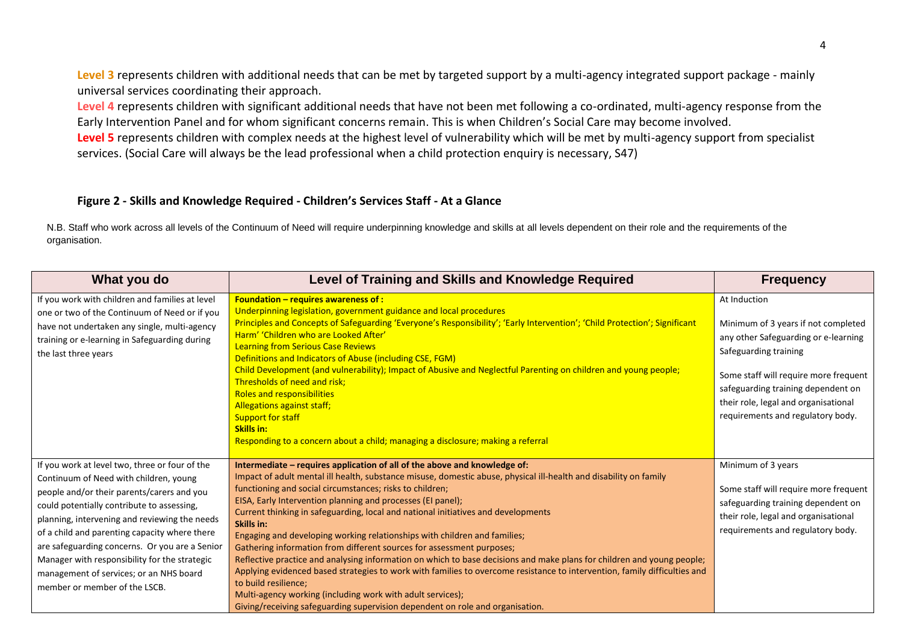**Level 3** represents children with additional needs that can be met by targeted support by a multi-agency integrated support package - mainly universal services coordinating their approach.

**Level 4** represents children with significant additional needs that have not been met following a co-ordinated, multi-agency response from the Early Intervention Panel and for whom significant concerns remain. This is when Children's Social Care may become involved.

**Level 5** represents children with complex needs at the highest level of vulnerability which will be met by multi-agency support from specialist services. (Social Care will always be the lead professional when a child protection enquiry is necessary, S47)

### Figure 2 - Skills and Knowledge Required - Children's Services Staff - At a Glance

N.B. Staff who work across all levels of the Continuum of Need will require underpinning knowledge and skills at all levels dependent on their role and the requirements of the organisation.

| What you do | Level of Training and Skills and Knowledge Required | Frequency |
|---|---|---|
| If you work with children and families at level one or two of the Continuum of Need or if you have not undertaken any single, multi-agency training or e-learning in Safeguarding during the last three years | **Foundation – requires awareness of :**<br>Underpinning legislation, government guidance and local procedures<br>Principles and Concepts of Safeguarding 'Everyone's Responsibility'; 'Early Intervention'; 'Child Protection'; Significant Harm' 'Children who are Looked After'<br>Learning from Serious Case Reviews<br>Definitions and Indicators of Abuse (including CSE, FGM)<br>Child Development (and vulnerability); Impact of Abusive and Neglectful Parenting on children and young people;<br>Thresholds of need and risk;<br>Roles and responsibilities<br>Allegations against staff;<br>Support for staff<br>**Skills in:**<br>Responding to a concern about a child; managing a disclosure; making a referral | At Induction<br><br>Minimum of 3 years if not completed any other Safeguarding or e-learning Safeguarding training<br><br>Some staff will require more frequent safeguarding training dependent on their role, legal and organisational requirements and regulatory body. |
| If you work at level two, three or four of the Continuum of Need with children, young people and/or their parents/carers and you could potentially contribute to assessing, planning, intervening and reviewing the needs of a child and parenting capacity where there are safeguarding concerns. Or you are a Senior Manager with responsibility for the strategic management of services; or an NHS board member or member of the LSCB. | **Intermediate – requires application of all of the above and knowledge of:**<br>Impact of adult mental ill health, substance misuse, domestic abuse, physical ill-health and disability on family functioning and social circumstances; risks to children;<br>EISA, Early Intervention planning and processes (EI panel);<br>Current thinking in safeguarding, local and national initiatives and developments<br>**Skills in:**<br>Engaging and developing working relationships with children and families;<br>Gathering information from different sources for assessment purposes;<br>Reflective practice and analysing information on which to base decisions and make plans for children and young people;<br>Applying evidenced based strategies to work with families to overcome resistance to intervention, family difficulties and to build resilience;<br>Multi-agency working (including work with adult services);<br>Giving/receiving safeguarding supervision dependent on role and organisation. | Minimum of 3 years<br><br>Some staff will require more frequent safeguarding training dependent on their role, legal and organisational requirements and regulatory body. |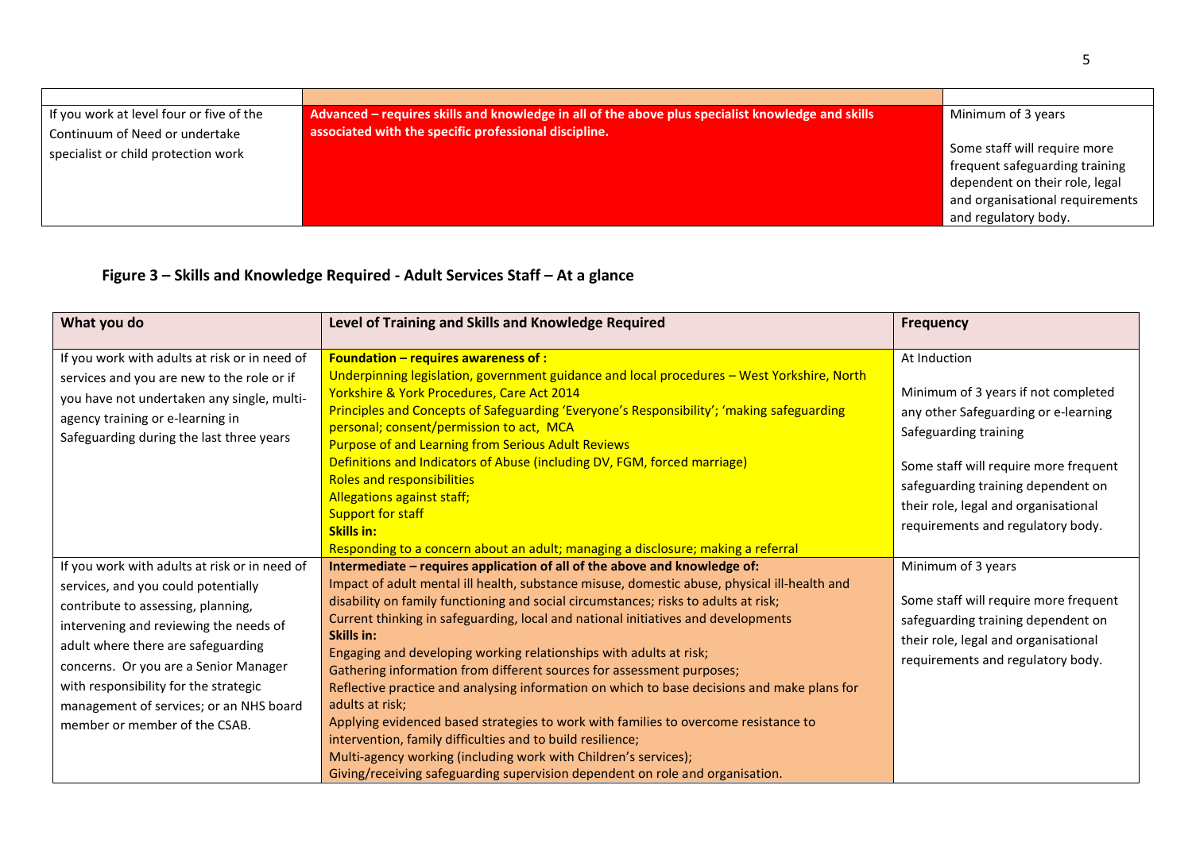| | | |
|---|---|---|
| If you work at level four or five of the Continuum of Need or undertake specialist or child protection work | **Advanced – requires skills and knowledge in all of the above plus specialist knowledge and skills associated with the specific professional discipline.** | Minimum of 3 years<br><br>Some staff will require more frequent safeguarding training dependent on their role, legal and organisational requirements and regulatory body. |

## Figure 3 – Skills and Knowledge Required - Adult Services Staff – At a glance

| What you do | Level of Training and Skills and Knowledge Required | Frequency |
|---|---|---|
| If you work with adults at risk or in need of services and you are new to the role or if you have not undertaken any single, multi-agency training or e-learning in Safeguarding during the last three years | **Foundation – requires awareness of :**<br>Underpinning legislation, government guidance and local procedures – West Yorkshire, North Yorkshire & York Procedures, Care Act 2014<br>Principles and Concepts of Safeguarding 'Everyone's Responsibility'; 'making safeguarding personal; consent/permission to act, MCA<br>Purpose of and Learning from Serious Adult Reviews<br>Definitions and Indicators of Abuse (including DV, FGM, forced marriage)<br>Roles and responsibilities<br>Allegations against staff;<br>Support for staff<br>**Skills in:**<br>Responding to a concern about an adult; managing a disclosure; making a referral | At Induction<br><br>Minimum of 3 years if not completed any other Safeguarding or e-learning Safeguarding training<br><br>Some staff will require more frequent safeguarding training dependent on their role, legal and organisational requirements and regulatory body. |
| If you work with adults at risk or in need of services, and you could potentially contribute to assessing, planning, intervening and reviewing the needs of adult where there are safeguarding concerns. Or you are a Senior Manager with responsibility for the strategic management of services; or an NHS board member or member of the CSAB. | **Intermediate – requires application of all of the above and knowledge of:**<br>Impact of adult mental ill health, substance misuse, domestic abuse, physical ill-health and disability on family functioning and social circumstances; risks to adults at risk;<br>Current thinking in safeguarding, local and national initiatives and developments<br>**Skills in:**<br>Engaging and developing working relationships with adults at risk;<br>Gathering information from different sources for assessment purposes;<br>Reflective practice and analysing information on which to base decisions and make plans for adults at risk;<br>Applying evidenced based strategies to work with families to overcome resistance to intervention, family difficulties and to build resilience;<br>Multi-agency working (including work with Children's services);<br>Giving/receiving safeguarding supervision dependent on role and organisation. | Minimum of 3 years<br><br>Some staff will require more frequent safeguarding training dependent on their role, legal and organisational requirements and regulatory body. |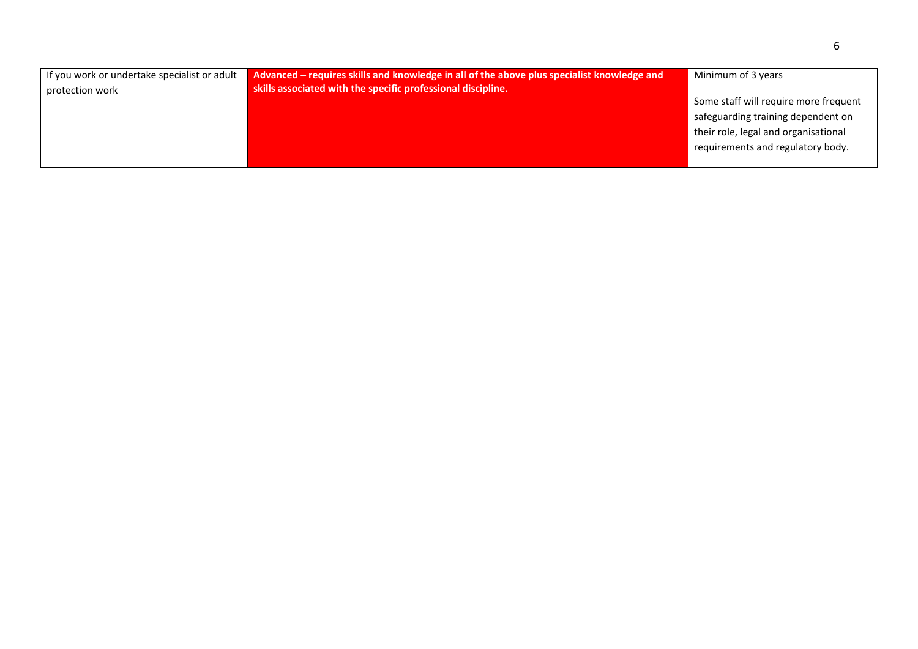| | | |
|---|---|---|
| If you work or undertake specialist or adult protection work | **Advanced – requires skills and knowledge in all of the above plus specialist knowledge and skills associated with the specific professional discipline.** | Minimum of 3 years<br><br>Some staff will require more frequent safeguarding training dependent on their role, legal and organisational requirements and regulatory body. |